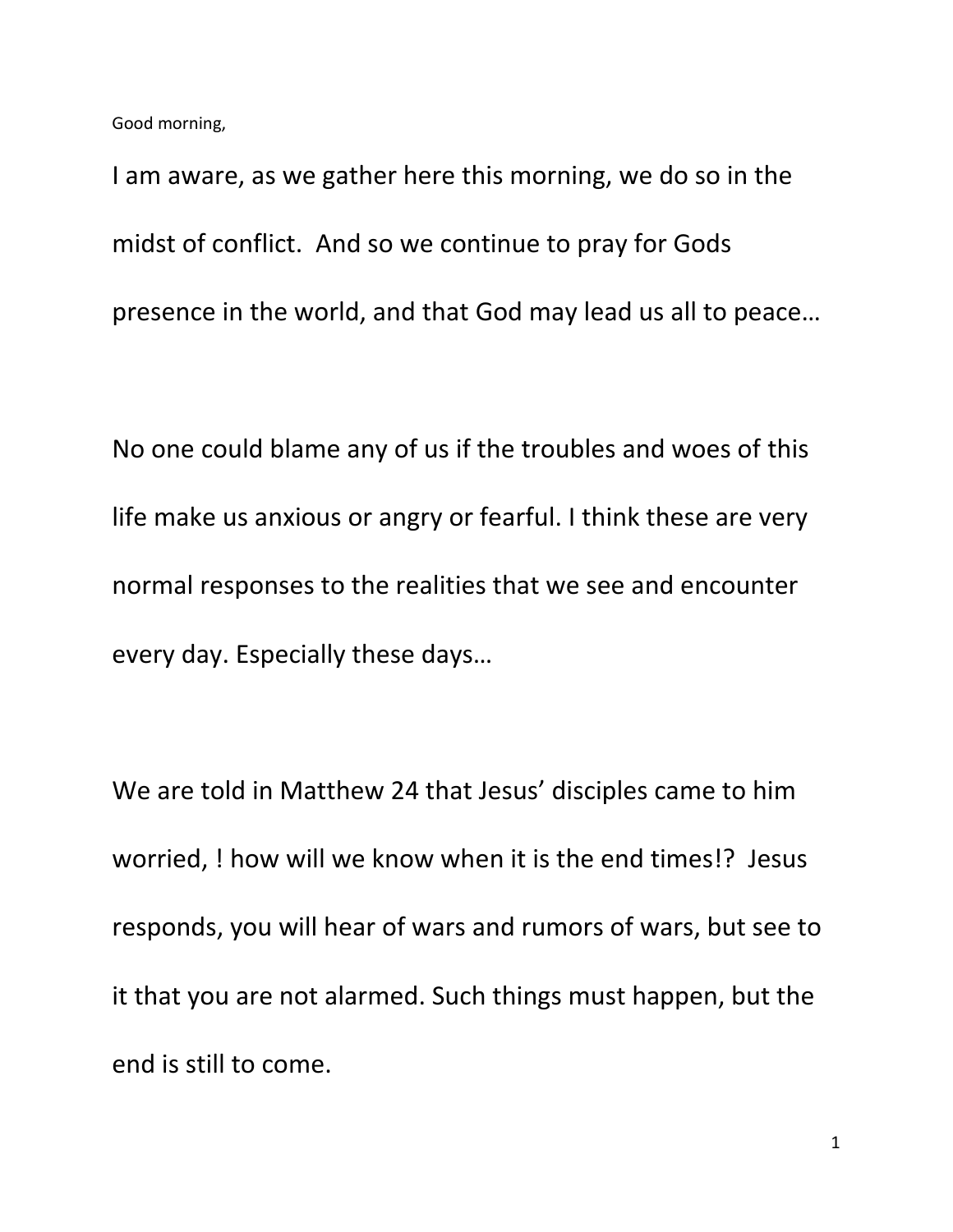Good morning,

I am aware, as we gather here this morning, we do so in the midst of conflict. And so we continue to pray for Gods presence in the world, and that God may lead us all to peace…

No one could blame any of us if the troubles and woes of this life make us anxious or angry or fearful. I think these are very normal responses to the realities that we see and encounter every day. Especially these days…

We are told in Matthew 24 that Jesus' disciples came to him worried, ! how will we know when it is the end times!? Jesus responds, you will hear of wars and rumors of wars, but see to it that you are not alarmed. Such things must happen, but the end is still to come.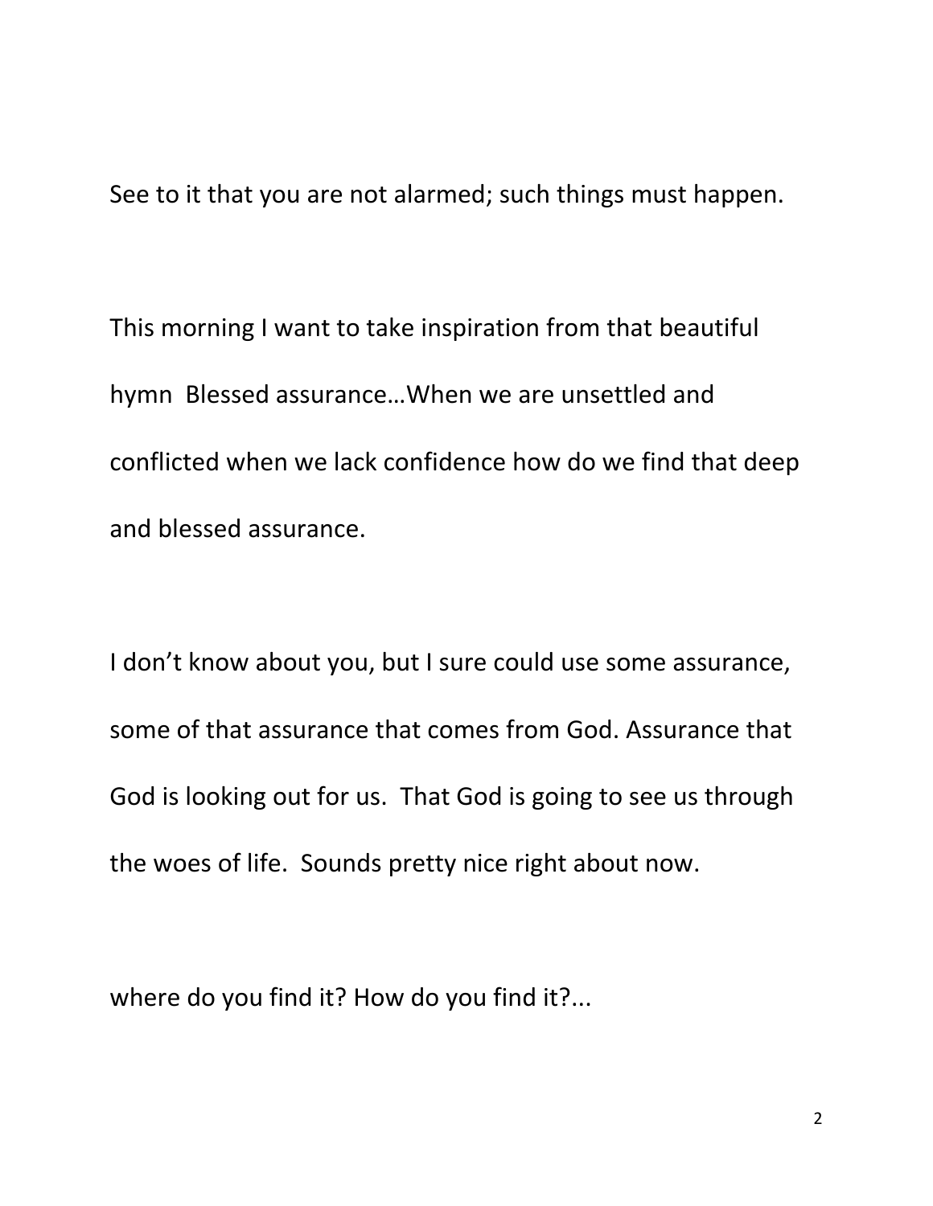See to it that you are not alarmed; such things must happen.

This morning I want to take inspiration from that beautiful hymn  Blessed assurance…When we are unsettled and conflicted when we lack confidence how do we find that deep and blessed assurance.

I don't know about you, but I sure could use some assurance, some of that assurance that comes from God. Assurance that God is looking out for us.  That God is going to see us through the woes of life.  Sounds pretty nice right about now.

where do you find it? How do you find it?...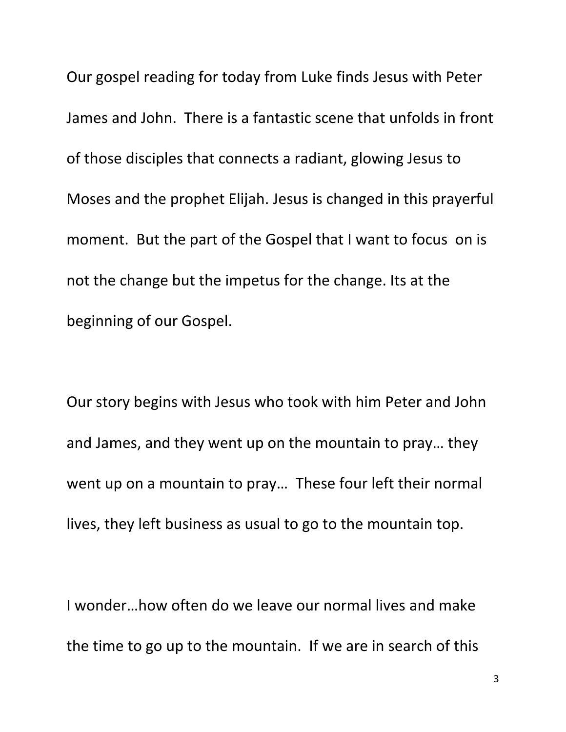Our gospel reading for today from Luke finds Jesus with Peter James and John. There is a fantastic scene that unfolds in front of those disciples that connects a radiant, glowing Jesus to Moses and the prophet Elijah. Jesus is changed in this prayerful moment. But the part of the Gospel that I want to focus on is not the change but the impetus for the change. Its at the beginning of our Gospel.

Our story begins with Jesus who took with him Peter and John and James, and they went up on the mountain to pray… they went up on a mountain to pray… These four left their normal lives, they left business as usual to go to the mountain top.

I wonder…how often do we leave our normal lives and make the time to go up to the mountain. If we are in search of this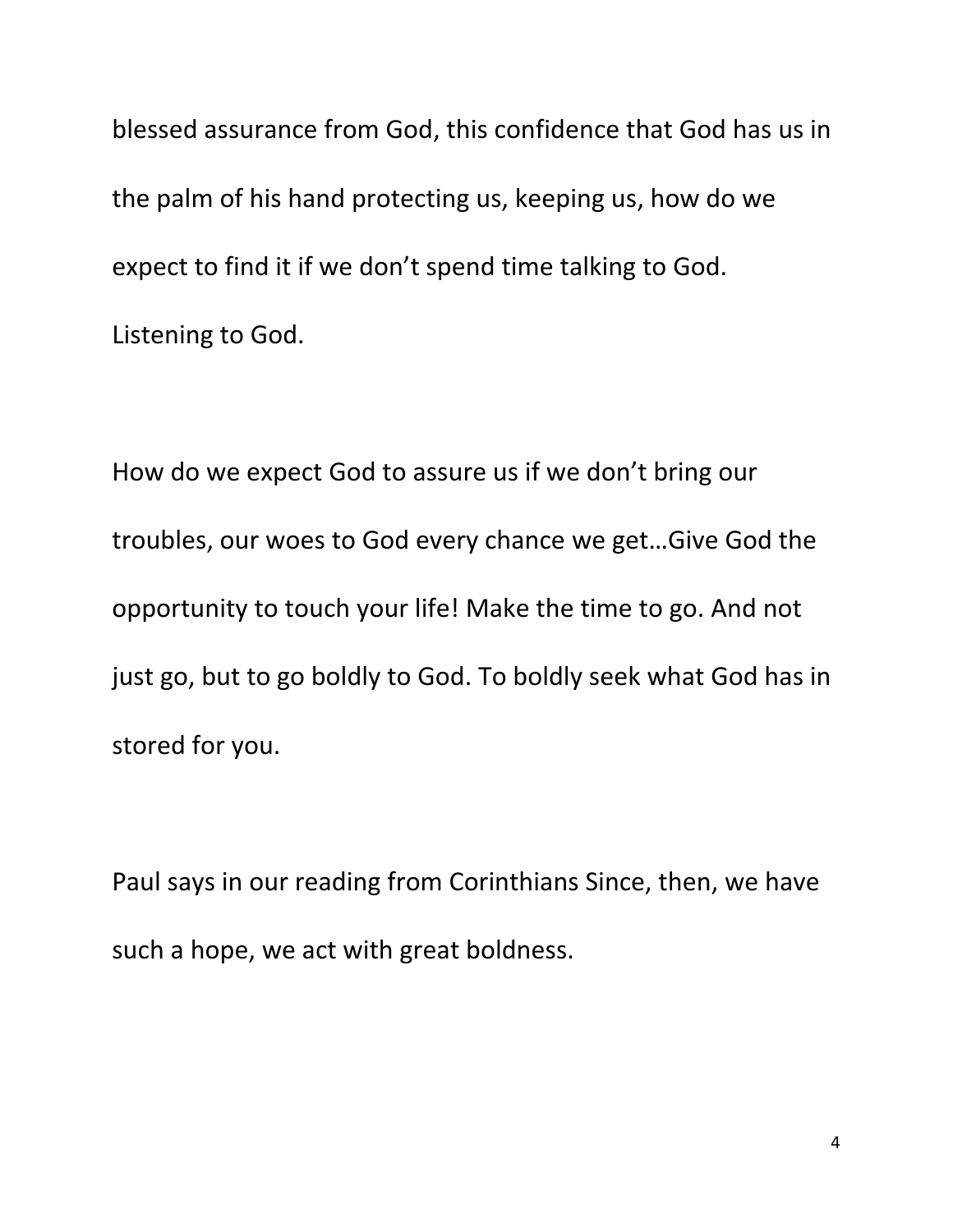blessed assurance from God, this confidence that God has us in the palm of his hand protecting us, keeping us, how do we expect to find it if we don't spend time talking to God. Listening to God.

How do we expect God to assure us if we don't bring our troubles, our woes to God every chance we get…Give God the opportunity to touch your life! Make the time to go. And not just go, but to go boldly to God. To boldly seek what God has in stored for you.

Paul says in our reading from Corinthians Since, then, we have such a hope, we act with great boldness.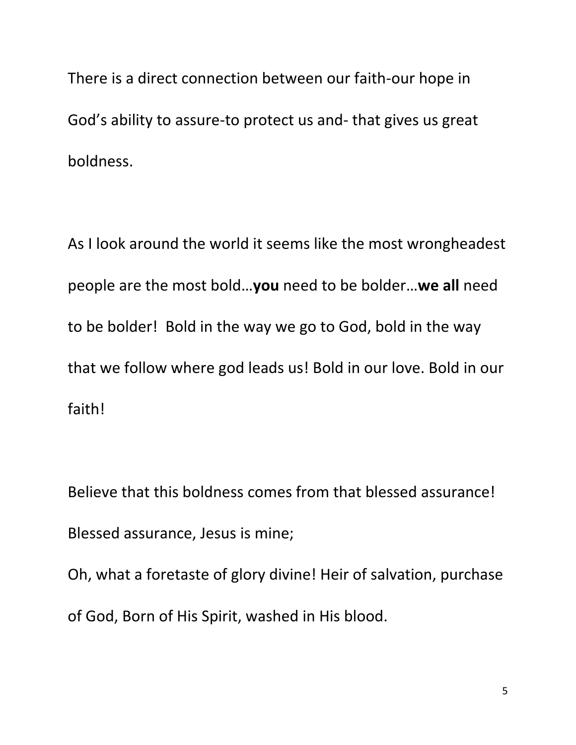There is a direct connection between our faith-our hope in God's ability to assure-to protect us and- that gives us great boldness.

As I look around the world it seems like the most wrongheadest people are the most bold…**you** need to be bolder…**we all** need to be bolder! Bold in the way we go to God, bold in the way that we follow where god leads us! Bold in our love. Bold in our faith!

Believe that this boldness comes from that blessed assurance!

Blessed assurance, Jesus is mine;

Oh, what a foretaste of glory divine! Heir of salvation, purchase of God, Born of His Spirit, washed in His blood.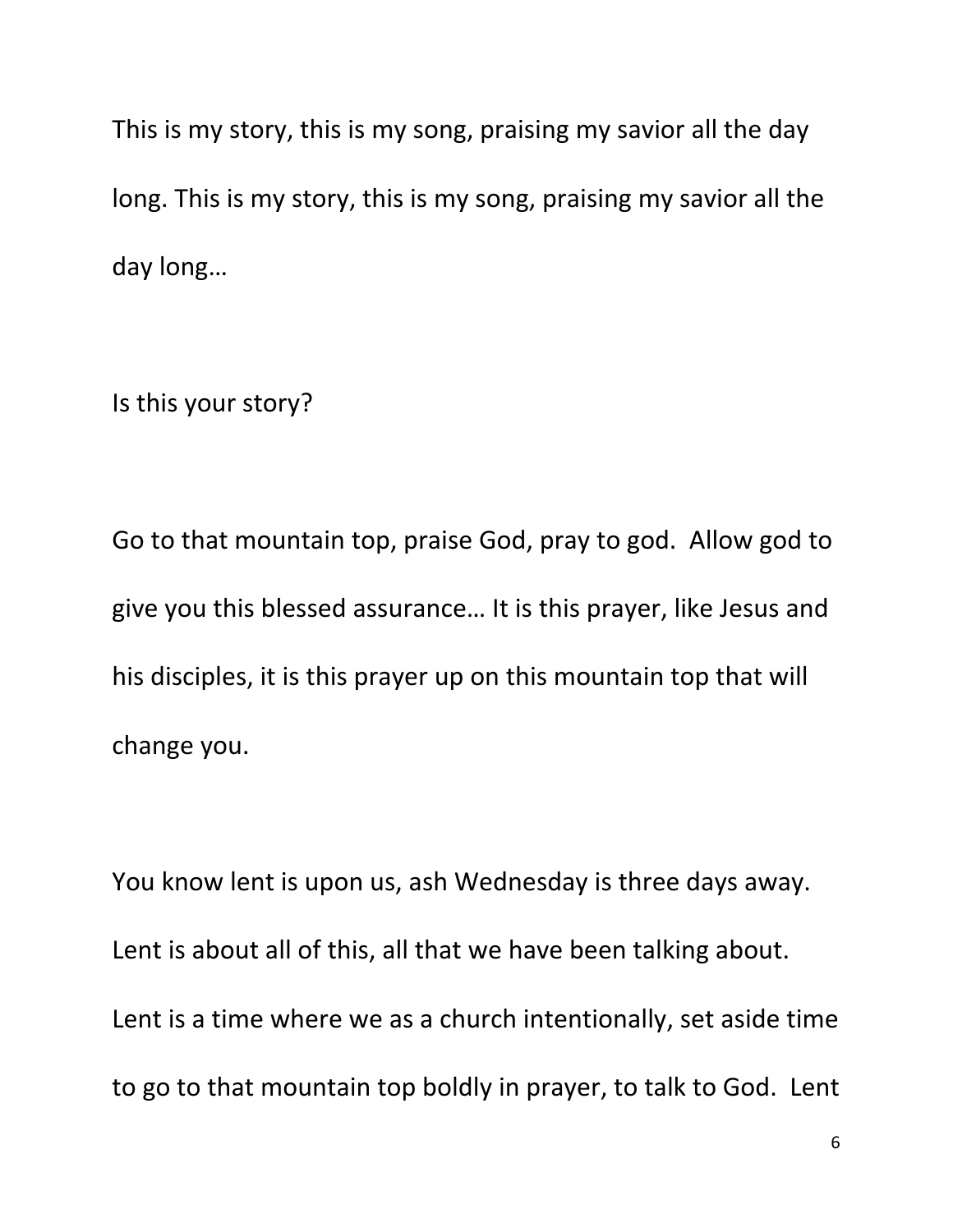This is my story, this is my song, praising my savior all the day long. This is my story, this is my song, praising my savior all the day long…

Is this your story?

Go to that mountain top, praise God, pray to god.  Allow god to give you this blessed assurance… It is this prayer, like Jesus and his disciples, it is this prayer up on this mountain top that will change you.

You know lent is upon us, ash Wednesday is three days away. Lent is about all of this, all that we have been talking about. Lent is a time where we as a church intentionally, set aside time to go to that mountain top boldly in prayer, to talk to God.  Lent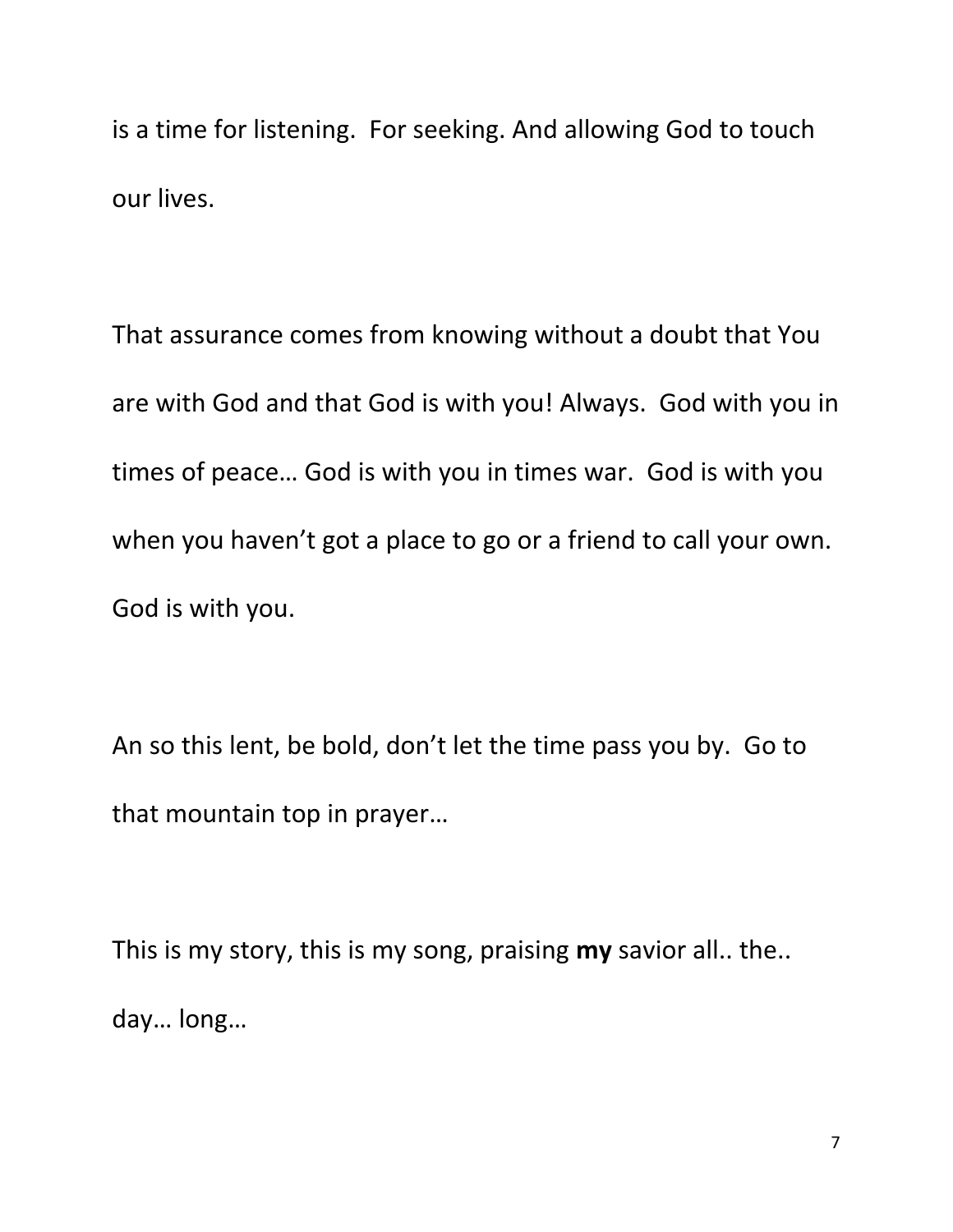is a time for listening.  For seeking. And allowing God to touch our lives.

That assurance comes from knowing without a doubt that You are with God and that God is with you! Always.  God with you in times of peace… God is with you in times war.  God is with you when you haven't got a place to go or a friend to call your own. God is with you.

An so this lent, be bold, don't let the time pass you by.  Go to that mountain top in prayer…

This is my story, this is my song, praising **my** savior all.. the.. day… long…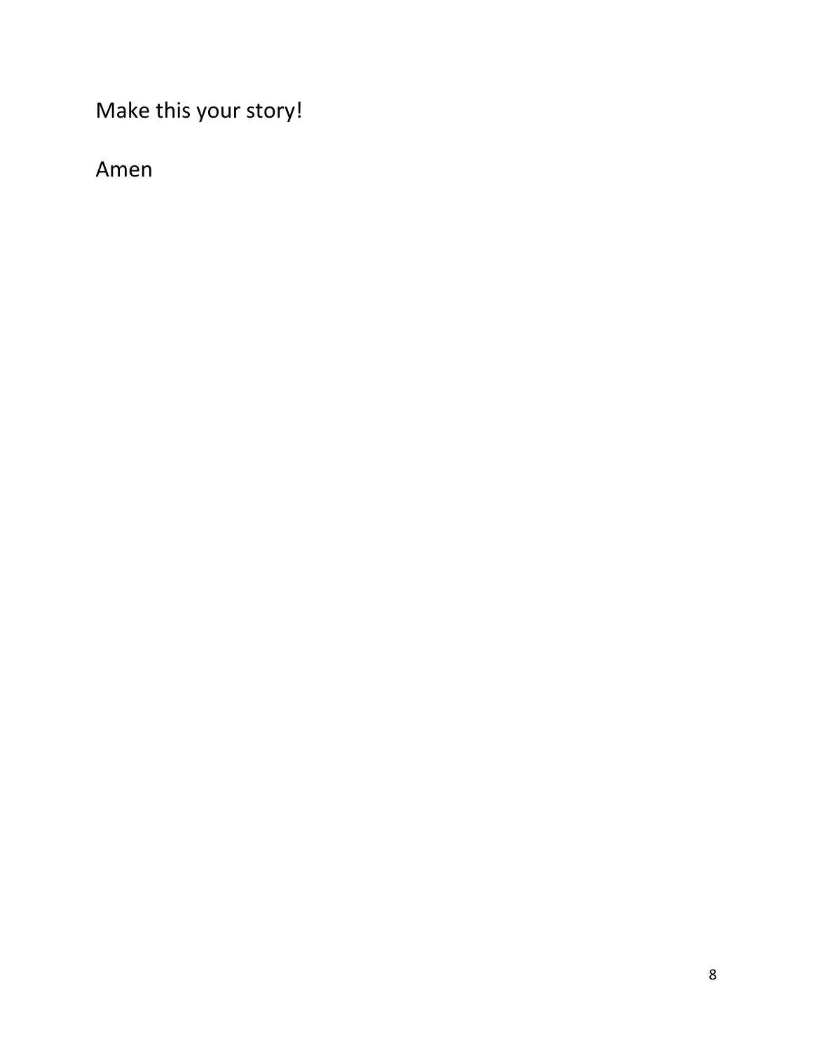Make this your story!

Amen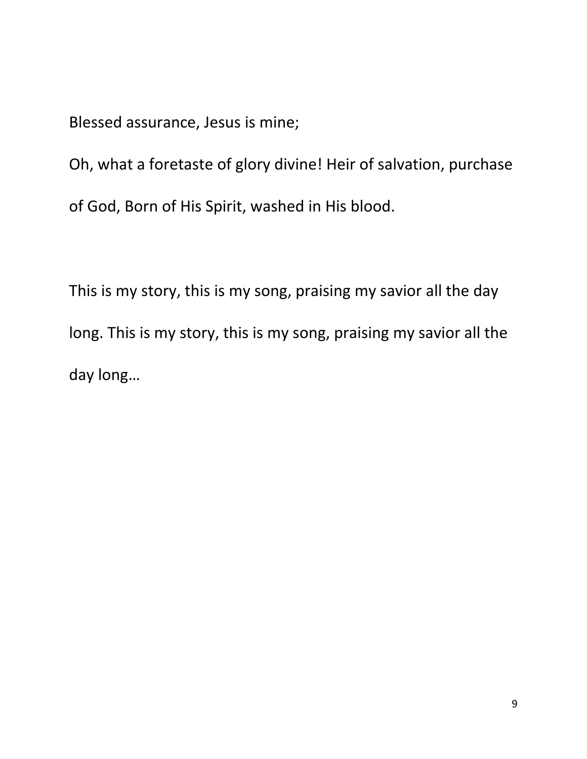Blessed assurance, Jesus is mine;

Oh, what a foretaste of glory divine! Heir of salvation, purchase of God, Born of His Spirit, washed in His blood.

This is my story, this is my song, praising my savior all the day long. This is my story, this is my song, praising my savior all the day long…